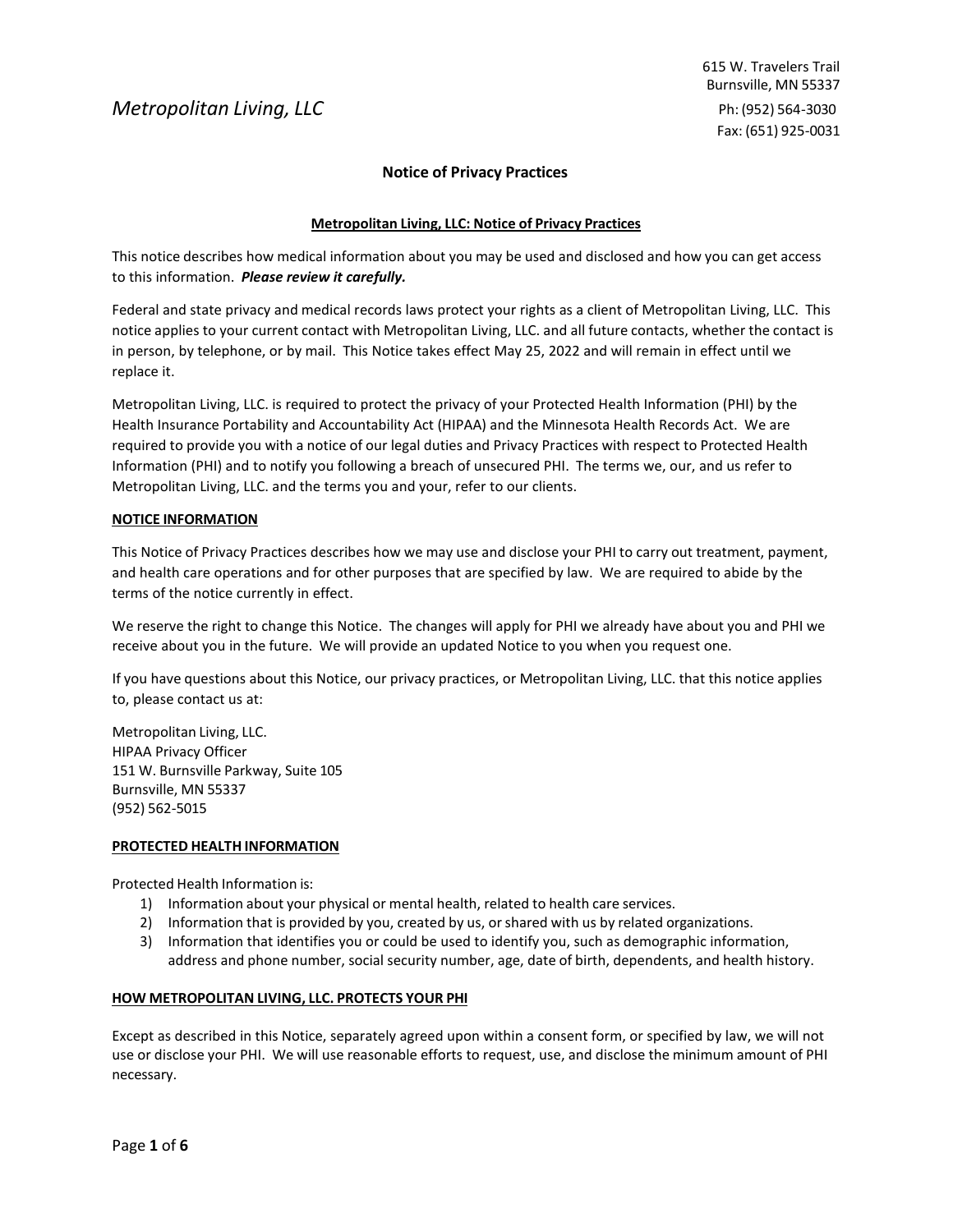615 W. Travelers Trail
Burnsville, MN 55337

*Metropolitan Living, LLC*

Ph: (952) 564-3030
Fax: (651) 925-0031

## Notice of Privacy Practices

### Metropolitan Living, LLC: Notice of Privacy Practices

This notice describes how medical information about you may be used and disclosed and how you can get access to this information. ***Please review it carefully.***

Federal and state privacy and medical records laws protect your rights as a client of Metropolitan Living, LLC. This notice applies to your current contact with Metropolitan Living, LLC. and all future contacts, whether the contact is in person, by telephone, or by mail. This Notice takes effect May 25, 2022 and will remain in effect until we replace it.

Metropolitan Living, LLC. is required to protect the privacy of your Protected Health Information (PHI) by the Health Insurance Portability and Accountability Act (HIPAA) and the Minnesota Health Records Act. We are required to provide you with a notice of our legal duties and Privacy Practices with respect to Protected Health Information (PHI) and to notify you following a breach of unsecured PHI. The terms we, our, and us refer to Metropolitan Living, LLC. and the terms you and your, refer to our clients.

### NOTICE INFORMATION

This Notice of Privacy Practices describes how we may use and disclose your PHI to carry out treatment, payment, and health care operations and for other purposes that are specified by law. We are required to abide by the terms of the notice currently in effect.

We reserve the right to change this Notice. The changes will apply for PHI we already have about you and PHI we receive about you in the future. We will provide an updated Notice to you when you request one.

If you have questions about this Notice, our privacy practices, or Metropolitan Living, LLC. that this notice applies to, please contact us at:

Metropolitan Living, LLC.
HIPAA Privacy Officer
151 W. Burnsville Parkway, Suite 105
Burnsville, MN 55337
(952) 562-5015

### PROTECTED HEALTH INFORMATION

Protected Health Information is:

1) Information about your physical or mental health, related to health care services.
2) Information that is provided by you, created by us, or shared with us by related organizations.
3) Information that identifies you or could be used to identify you, such as demographic information, address and phone number, social security number, age, date of birth, dependents, and health history.

### HOW METROPOLITAN LIVING, LLC. PROTECTS YOUR PHI

Except as described in this Notice, separately agreed upon within a consent form, or specified by law, we will not use or disclose your PHI. We will use reasonable efforts to request, use, and disclose the minimum amount of PHI necessary.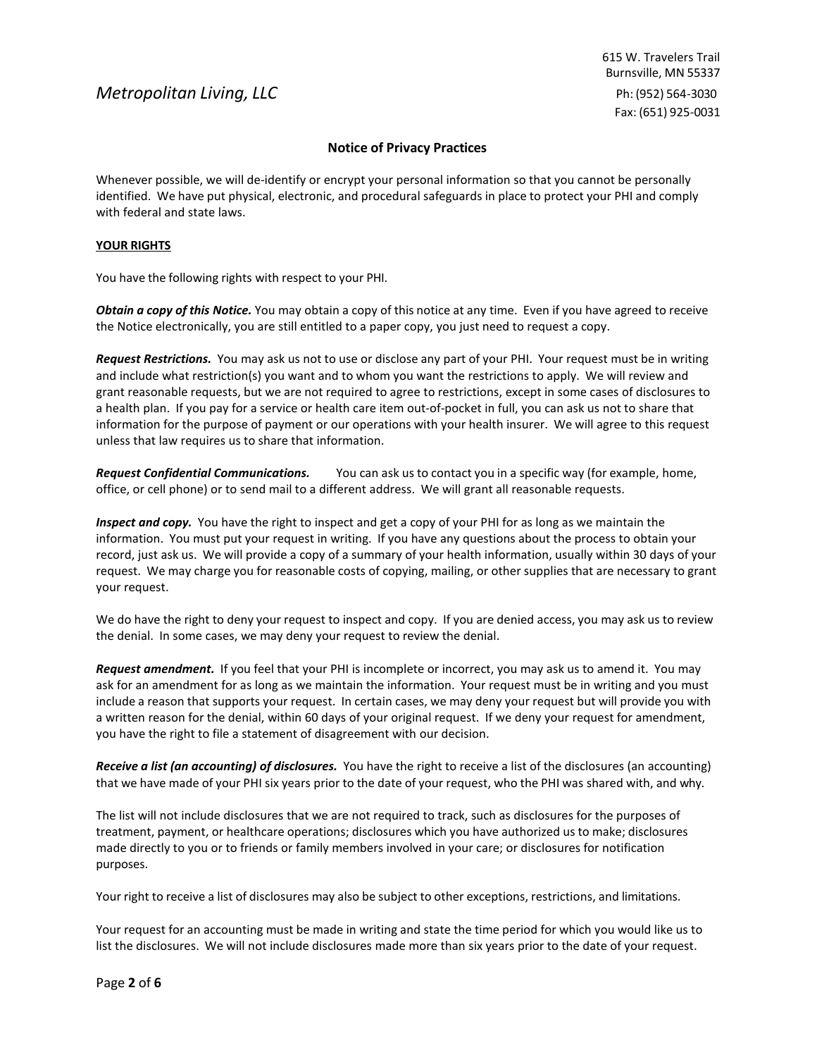Metropolitan Living, LLC

615 W. Travelers Trail
Burnsville, MN 55337
Ph: (952) 564-3030
Fax: (651) 925-0031

## Notice of Privacy Practices

Whenever possible, we will de-identify or encrypt your personal information so that you cannot be personally identified. We have put physical, electronic, and procedural safeguards in place to protect your PHI and comply with federal and state laws.

### YOUR RIGHTS

You have the following rights with respect to your PHI.

***Obtain a copy of this Notice.*** You may obtain a copy of this notice at any time. Even if you have agreed to receive the Notice electronically, you are still entitled to a paper copy, you just need to request a copy.

***Request Restrictions.*** You may ask us not to use or disclose any part of your PHI. Your request must be in writing and include what restriction(s) you want and to whom you want the restrictions to apply. We will review and grant reasonable requests, but we are not required to agree to restrictions, except in some cases of disclosures to a health plan. If you pay for a service or health care item out-of-pocket in full, you can ask us not to share that information for the purpose of payment or our operations with your health insurer. We will agree to this request unless that law requires us to share that information.

***Request Confidential Communications.*** You can ask us to contact you in a specific way (for example, home, office, or cell phone) or to send mail to a different address. We will grant all reasonable requests.

***Inspect and copy.*** You have the right to inspect and get a copy of your PHI for as long as we maintain the information. You must put your request in writing. If you have any questions about the process to obtain your record, just ask us. We will provide a copy of a summary of your health information, usually within 30 days of your request. We may charge you for reasonable costs of copying, mailing, or other supplies that are necessary to grant your request.

We do have the right to deny your request to inspect and copy. If you are denied access, you may ask us to review the denial. In some cases, we may deny your request to review the denial.

***Request amendment.*** If you feel that your PHI is incomplete or incorrect, you may ask us to amend it. You may ask for an amendment for as long as we maintain the information. Your request must be in writing and you must include a reason that supports your request. In certain cases, we may deny your request but will provide you with a written reason for the denial, within 60 days of your original request. If we deny your request for amendment, you have the right to file a statement of disagreement with our decision.

***Receive a list (an accounting) of disclosures.*** You have the right to receive a list of the disclosures (an accounting) that we have made of your PHI six years prior to the date of your request, who the PHI was shared with, and why.

The list will not include disclosures that we are not required to track, such as disclosures for the purposes of treatment, payment, or healthcare operations; disclosures which you have authorized us to make; disclosures made directly to you or to friends or family members involved in your care; or disclosures for notification purposes.

Your right to receive a list of disclosures may also be subject to other exceptions, restrictions, and limitations.

Your request for an accounting must be made in writing and state the time period for which you would like us to list the disclosures. We will not include disclosures made more than six years prior to the date of your request.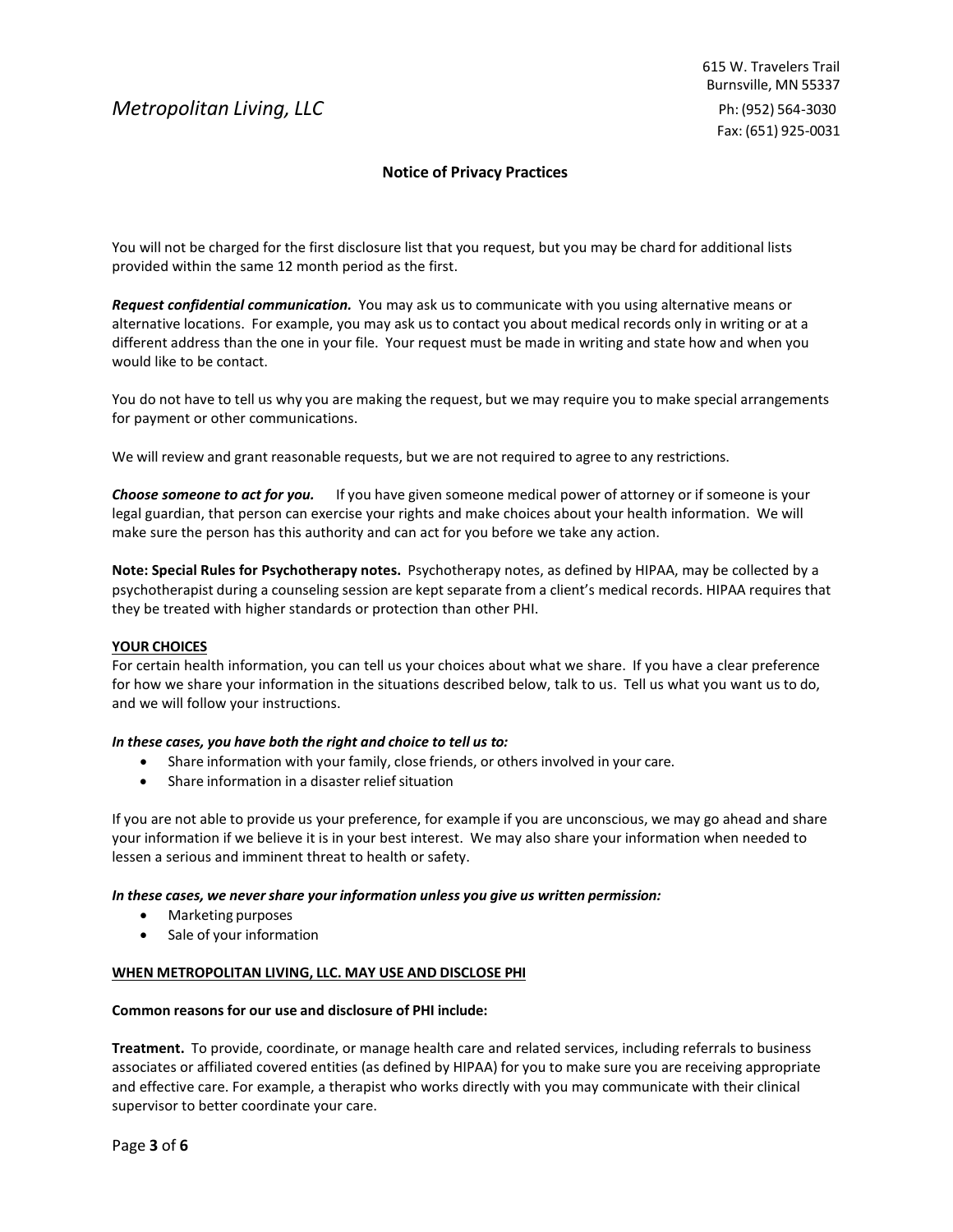You will not be charged for the first disclosure list that you request, but you may be chard for additional lists provided within the same 12 month period as the first.

***Request confidential communication.*** You may ask us to communicate with you using alternative means or alternative locations. For example, you may ask us to contact you about medical records only in writing or at a different address than the one in your file. Your request must be made in writing and state how and when you would like to be contact.

You do not have to tell us why you are making the request, but we may require you to make special arrangements for payment or other communications.

We will review and grant reasonable requests, but we are not required to agree to any restrictions.

***Choose someone to act for you.*** If you have given someone medical power of attorney or if someone is your legal guardian, that person can exercise your rights and make choices about your health information. We will make sure the person has this authority and can act for you before we take any action.

**Note: Special Rules for Psychotherapy notes.** Psychotherapy notes, as defined by HIPAA, may be collected by a psychotherapist during a counseling session are kept separate from a client's medical records. HIPAA requires that they be treated with higher standards or protection than other PHI.

**<u>YOUR CHOICES</u>**

For certain health information, you can tell us your choices about what we share. If you have a clear preference for how we share your information in the situations described below, talk to us. Tell us what you want us to do, and we will follow your instructions.

***In these cases, you have both the right and choice to tell us to:***

- Share information with your family, close friends, or others involved in your care.
- Share information in a disaster relief situation

If you are not able to provide us your preference, for example if you are unconscious, we may go ahead and share your information if we believe it is in your best interest. We may also share your information when needed to lessen a serious and imminent threat to health or safety.

***In these cases, we never share your information unless you give us written permission:***

- Marketing purposes
- Sale of your information

**<u>WHEN METROPOLITAN LIVING, LLC. MAY USE AND DISCLOSE PHI</u>**

**Common reasons for our use and disclosure of PHI include:**

**Treatment.** To provide, coordinate, or manage health care and related services, including referrals to business associates or affiliated covered entities (as defined by HIPAA) for you to make sure you are receiving appropriate and effective care. For example, a therapist who works directly with you may communicate with their clinical supervisor to better coordinate your care.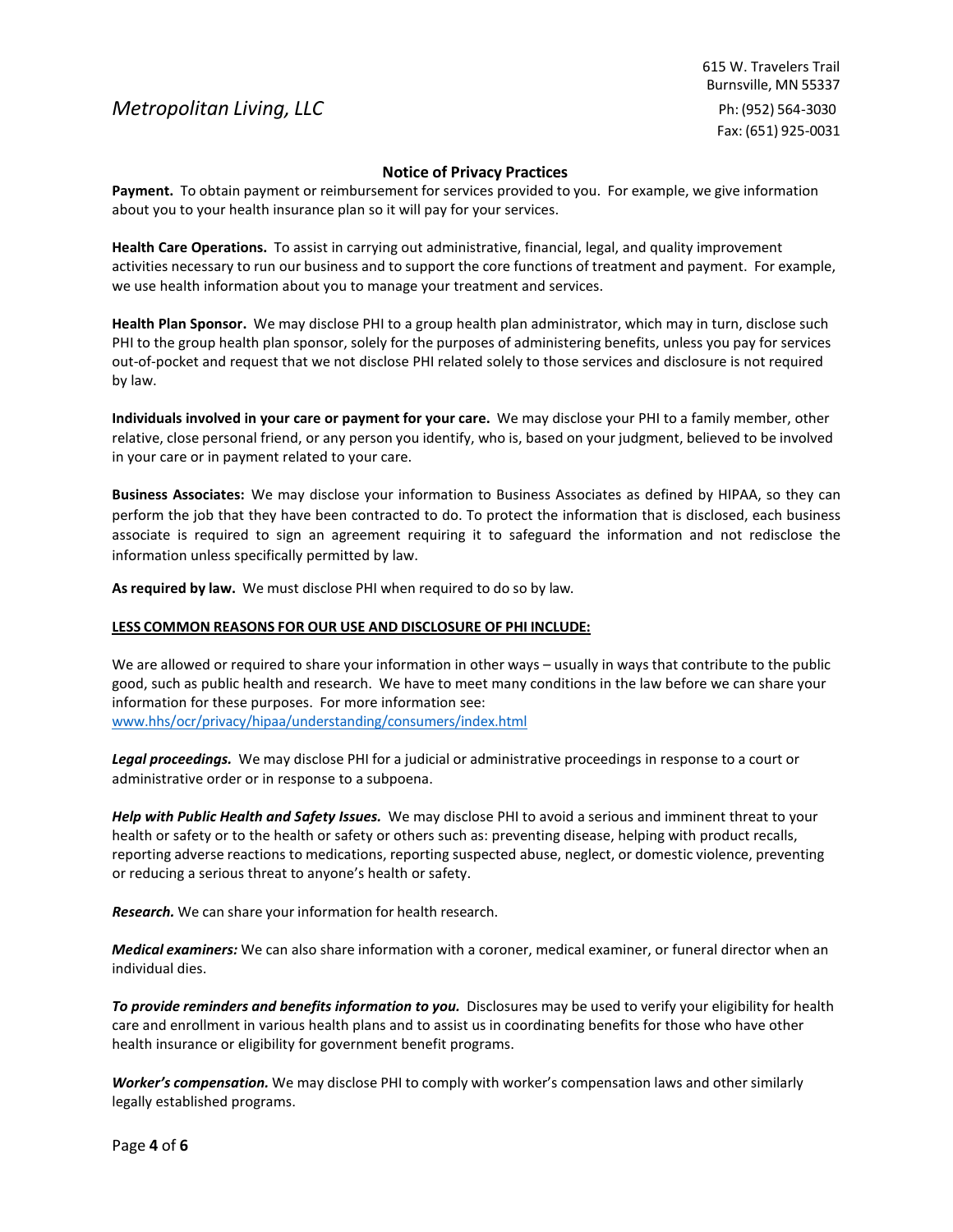Metropolitan Living, LLC

615 W. Travelers Trail
Burnsville, MN 55337
Ph: (952) 564-3030
Fax: (651) 925-0031

### Notice of Privacy Practices

**Payment.** To obtain payment or reimbursement for services provided to you. For example, we give information about you to your health insurance plan so it will pay for your services.

**Health Care Operations.** To assist in carrying out administrative, financial, legal, and quality improvement activities necessary to run our business and to support the core functions of treatment and payment. For example, we use health information about you to manage your treatment and services.

**Health Plan Sponsor.** We may disclose PHI to a group health plan administrator, which may in turn, disclose such PHI to the group health plan sponsor, solely for the purposes of administering benefits, unless you pay for services out-of-pocket and request that we not disclose PHI related solely to those services and disclosure is not required by law.

**Individuals involved in your care or payment for your care.** We may disclose your PHI to a family member, other relative, close personal friend, or any person you identify, who is, based on your judgment, believed to be involved in your care or in payment related to your care.

**Business Associates:** We may disclose your information to Business Associates as defined by HIPAA, so they can perform the job that they have been contracted to do. To protect the information that is disclosed, each business associate is required to sign an agreement requiring it to safeguard the information and not redisclose the information unless specifically permitted by law.

**As required by law.** We must disclose PHI when required to do so by law.

**LESS COMMON REASONS FOR OUR USE AND DISCLOSURE OF PHI INCLUDE:**

We are allowed or required to share your information in other ways – usually in ways that contribute to the public good, such as public health and research. We have to meet many conditions in the law before we can share your information for these purposes. For more information see: www.hhs/ocr/privacy/hipaa/understanding/consumers/index.html

***Legal proceedings.*** We may disclose PHI for a judicial or administrative proceedings in response to a court or administrative order or in response to a subpoena.

***Help with Public Health and Safety Issues.*** We may disclose PHI to avoid a serious and imminent threat to your health or safety or to the health or safety or others such as: preventing disease, helping with product recalls, reporting adverse reactions to medications, reporting suspected abuse, neglect, or domestic violence, preventing or reducing a serious threat to anyone's health or safety.

***Research.*** We can share your information for health research.

***Medical examiners:*** We can also share information with a coroner, medical examiner, or funeral director when an individual dies.

***To provide reminders and benefits information to you.*** Disclosures may be used to verify your eligibility for health care and enrollment in various health plans and to assist us in coordinating benefits for those who have other health insurance or eligibility for government benefit programs.

***Worker's compensation.*** We may disclose PHI to comply with worker's compensation laws and other similarly legally established programs.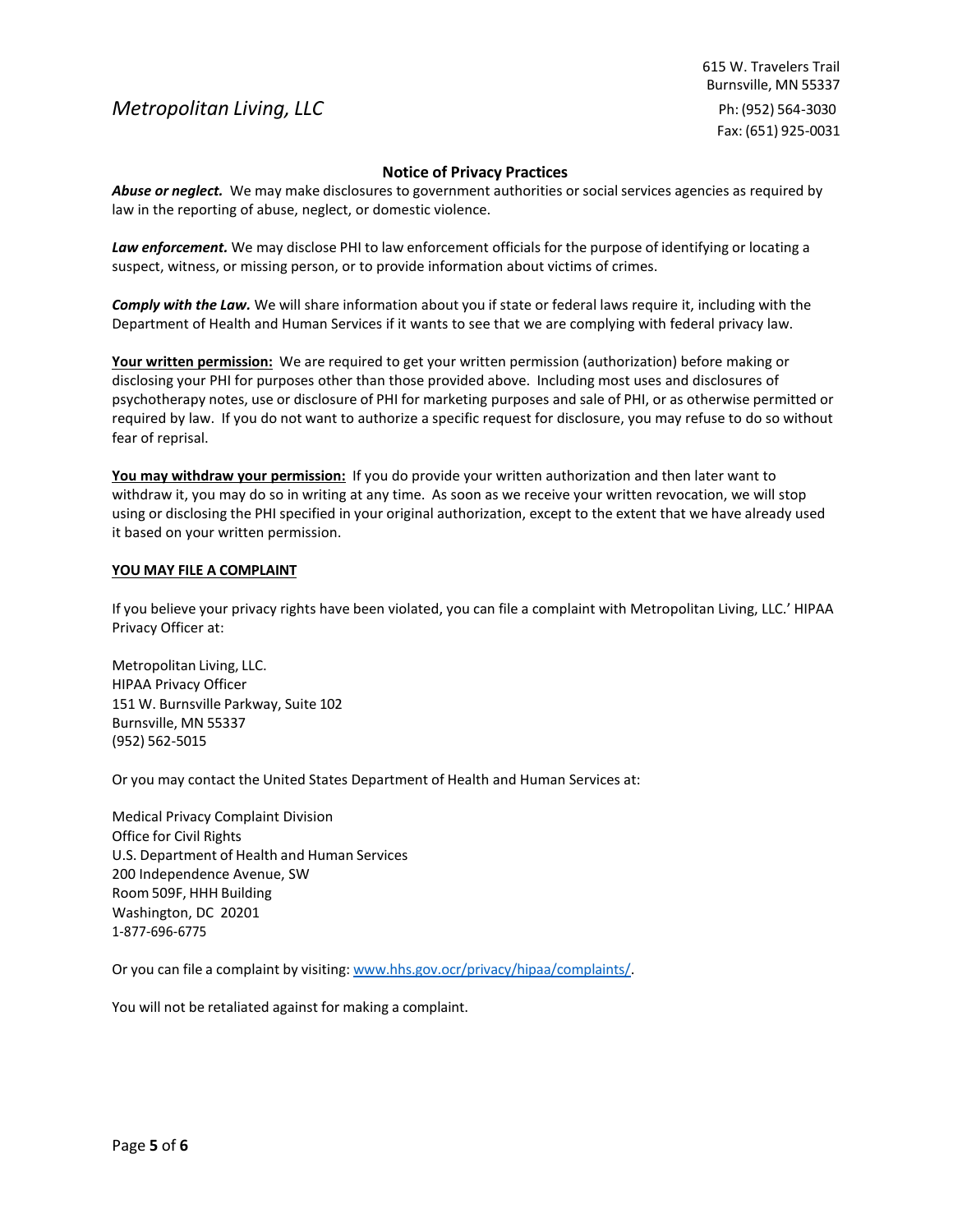*Metropolitan Living, LLC*

615 W. Travelers Trail
Burnsville, MN 55337
Ph: (952) 564-3030
Fax: (651) 925-0031

**Notice of Privacy Practices**

***Abuse or neglect.*** We may make disclosures to government authorities or social services agencies as required by law in the reporting of abuse, neglect, or domestic violence.

***Law enforcement.*** We may disclose PHI to law enforcement officials for the purpose of identifying or locating a suspect, witness, or missing person, or to provide information about victims of crimes.

***Comply with the Law.*** We will share information about you if state or federal laws require it, including with the Department of Health and Human Services if it wants to see that we are complying with federal privacy law.

**<u>Your written permission:</u>** We are required to get your written permission (authorization) before making or disclosing your PHI for purposes other than those provided above. Including most uses and disclosures of psychotherapy notes, use or disclosure of PHI for marketing purposes and sale of PHI, or as otherwise permitted or required by law. If you do not want to authorize a specific request for disclosure, you may refuse to do so without fear of reprisal.

**<u>You may withdraw your permission:</u>** If you do provide your written authorization and then later want to withdraw it, you may do so in writing at any time. As soon as we receive your written revocation, we will stop using or disclosing the PHI specified in your original authorization, except to the extent that we have already used it based on your written permission.

**<u>YOU MAY FILE A COMPLAINT</u>**

If you believe your privacy rights have been violated, you can file a complaint with Metropolitan Living, LLC.' HIPAA Privacy Officer at:

Metropolitan Living, LLC.
HIPAA Privacy Officer
151 W. Burnsville Parkway, Suite 102
Burnsville, MN 55337
(952) 562-5015

Or you may contact the United States Department of Health and Human Services at:

Medical Privacy Complaint Division
Office for Civil Rights
U.S. Department of Health and Human Services
200 Independence Avenue, SW
Room 509F, HHH Building
Washington, DC 20201
1-877-696-6775

Or you can file a complaint by visiting: [www.hhs.gov.ocr/privacy/hipaa/complaints/](www.hhs.gov.ocr/privacy/hipaa/complaints/).

You will not be retaliated against for making a complaint.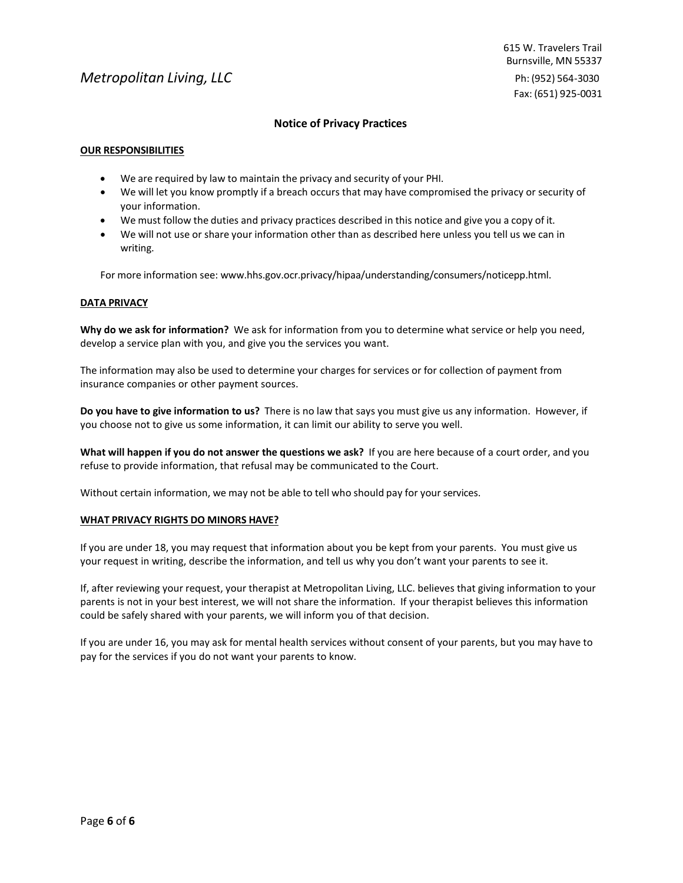*Metropolitan Living, LLC*

615 W. Travelers Trail
Burnsville, MN 55337
Ph: (952) 564-3030
Fax: (651) 925-0031

## Notice of Privacy Practices

### OUR RESPONSIBILITIES

- We are required by law to maintain the privacy and security of your PHI.
- We will let you know promptly if a breach occurs that may have compromised the privacy or security of your information.
- We must follow the duties and privacy practices described in this notice and give you a copy of it.
- We will not use or share your information other than as described here unless you tell us we can in writing.

For more information see: www.hhs.gov.ocr.privacy/hipaa/understanding/consumers/noticepp.html.

### DATA PRIVACY

**Why do we ask for information?** We ask for information from you to determine what service or help you need, develop a service plan with you, and give you the services you want.

The information may also be used to determine your charges for services or for collection of payment from insurance companies or other payment sources.

**Do you have to give information to us?** There is no law that says you must give us any information. However, if you choose not to give us some information, it can limit our ability to serve you well.

**What will happen if you do not answer the questions we ask?** If you are here because of a court order, and you refuse to provide information, that refusal may be communicated to the Court.

Without certain information, we may not be able to tell who should pay for your services.

### WHAT PRIVACY RIGHTS DO MINORS HAVE?

If you are under 18, you may request that information about you be kept from your parents. You must give us your request in writing, describe the information, and tell us why you don't want your parents to see it.

If, after reviewing your request, your therapist at Metropolitan Living, LLC. believes that giving information to your parents is not in your best interest, we will not share the information. If your therapist believes this information could be safely shared with your parents, we will inform you of that decision.

If you are under 16, you may ask for mental health services without consent of your parents, but you may have to pay for the services if you do not want your parents to know.